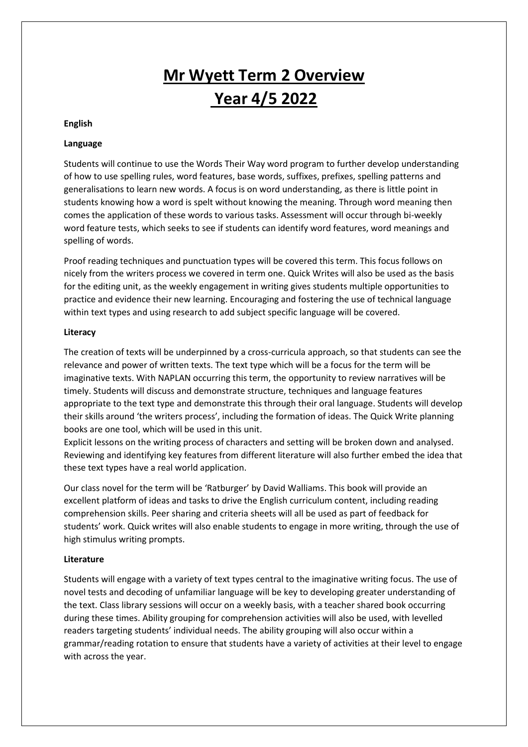# Mr Wyett Term 2 Overview
# Year 4/5 2022

**English**

**Language**

Students will continue to use the Words Their Way word program to further develop understanding of how to use spelling rules, word features, base words, suffixes, prefixes, spelling patterns and generalisations to learn new words. A focus is on word understanding, as there is little point in students knowing how a word is spelt without knowing the meaning. Through word meaning then comes the application of these words to various tasks. Assessment will occur through bi-weekly word feature tests, which seeks to see if students can identify word features, word meanings and spelling of words.

Proof reading techniques and punctuation types will be covered this term. This focus follows on nicely from the writers process we covered in term one. Quick Writes will also be used as the basis for the editing unit, as the weekly engagement in writing gives students multiple opportunities to practice and evidence their new learning. Encouraging and fostering the use of technical language within text types and using research to add subject specific language will be covered.

**Literacy**

The creation of texts will be underpinned by a cross-curricula approach, so that students can see the relevance and power of written texts. The text type which will be a focus for the term will be imaginative texts. With NAPLAN occurring this term, the opportunity to review narratives will be timely. Students will discuss and demonstrate structure, techniques and language features appropriate to the text type and demonstrate this through their oral language. Students will develop their skills around 'the writers process', including the formation of ideas. The Quick Write planning books are one tool, which will be used in this unit.
Explicit lessons on the writing process of characters and setting will be broken down and analysed. Reviewing and identifying key features from different literature will also further embed the idea that these text types have a real world application.

Our class novel for the term will be 'Ratburger' by David Walliams. This book will provide an excellent platform of ideas and tasks to drive the English curriculum content, including reading comprehension skills. Peer sharing and criteria sheets will all be used as part of feedback for students' work. Quick writes will also enable students to engage in more writing, through the use of high stimulus writing prompts.

**Literature**

Students will engage with a variety of text types central to the imaginative writing focus. The use of novel tests and decoding of unfamiliar language will be key to developing greater understanding of the text. Class library sessions will occur on a weekly basis, with a teacher shared book occurring during these times. Ability grouping for comprehension activities will also be used, with levelled readers targeting students' individual needs. The ability grouping will also occur within a grammar/reading rotation to ensure that students have a variety of activities at their level to engage with across the year.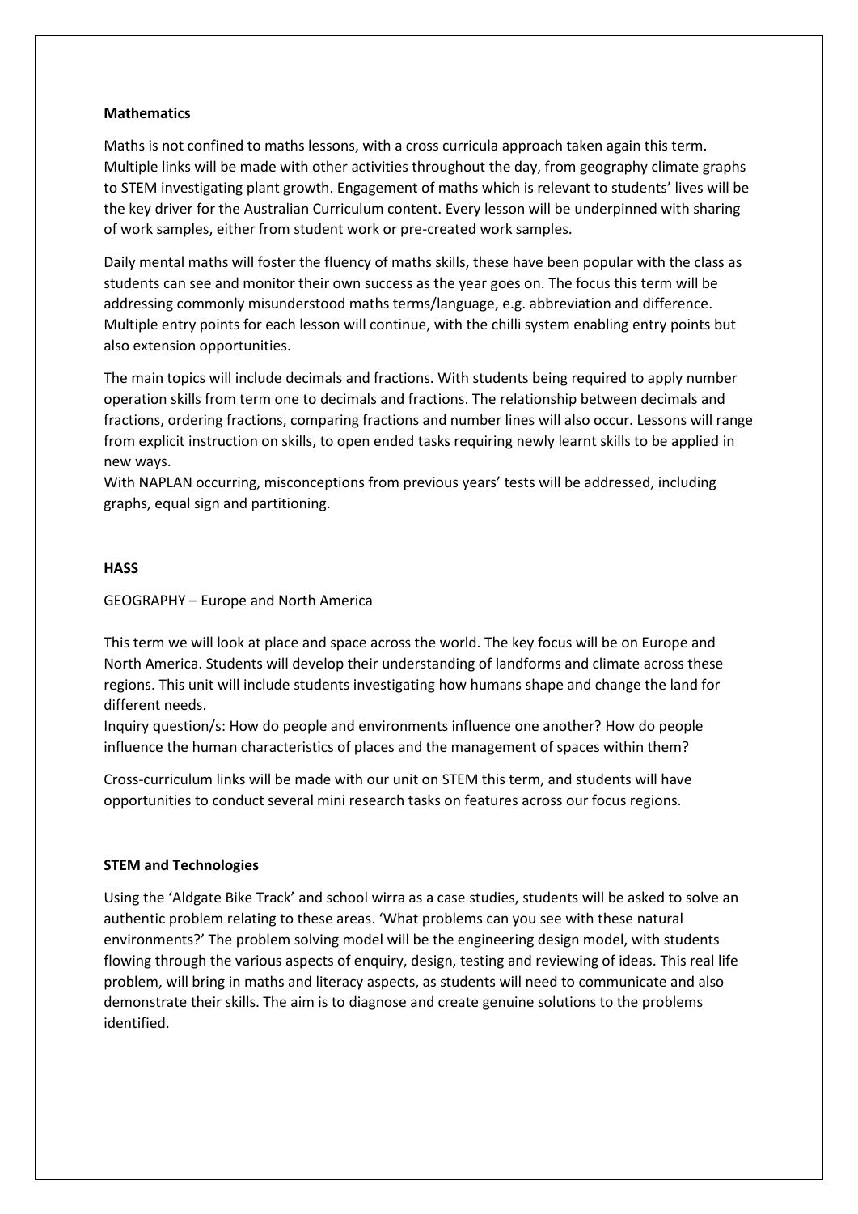**Mathematics**

Maths is not confined to maths lessons, with a cross curricula approach taken again this term. Multiple links will be made with other activities throughout the day, from geography climate graphs to STEM investigating plant growth. Engagement of maths which is relevant to students' lives will be the key driver for the Australian Curriculum content. Every lesson will be underpinned with sharing of work samples, either from student work or pre-created work samples.

Daily mental maths will foster the fluency of maths skills, these have been popular with the class as students can see and monitor their own success as the year goes on. The focus this term will be addressing commonly misunderstood maths terms/language, e.g. abbreviation and difference. Multiple entry points for each lesson will continue, with the chilli system enabling entry points but also extension opportunities.

The main topics will include decimals and fractions. With students being required to apply number operation skills from term one to decimals and fractions. The relationship between decimals and fractions, ordering fractions, comparing fractions and number lines will also occur. Lessons will range from explicit instruction on skills, to open ended tasks requiring newly learnt skills to be applied in new ways.
With NAPLAN occurring, misconceptions from previous years' tests will be addressed, including graphs, equal sign and partitioning.

**HASS**

GEOGRAPHY – Europe and North America

This term we will look at place and space across the world. The key focus will be on Europe and North America. Students will develop their understanding of landforms and climate across these regions. This unit will include students investigating how humans shape and change the land for different needs.
Inquiry question/s: How do people and environments influence one another? How do people influence the human characteristics of places and the management of spaces within them?

Cross-curriculum links will be made with our unit on STEM this term, and students will have opportunities to conduct several mini research tasks on features across our focus regions.

**STEM and Technologies**

Using the 'Aldgate Bike Track' and school wirra as a case studies, students will be asked to solve an authentic problem relating to these areas. 'What problems can you see with these natural environments?' The problem solving model will be the engineering design model, with students flowing through the various aspects of enquiry, design, testing and reviewing of ideas. This real life problem, will bring in maths and literacy aspects, as students will need to communicate and also demonstrate their skills. The aim is to diagnose and create genuine solutions to the problems identified.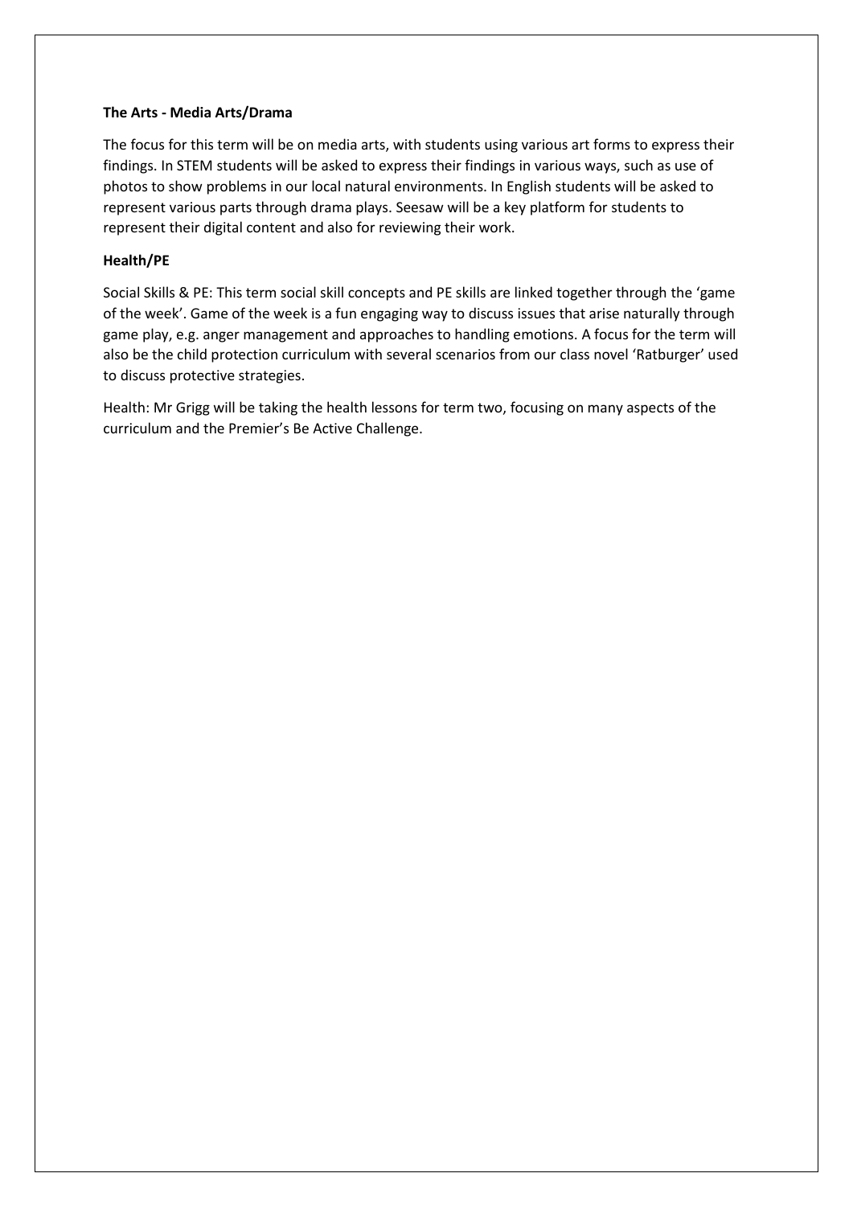**The Arts - Media Arts/Drama**

The focus for this term will be on media arts, with students using various art forms to express their findings. In STEM students will be asked to express their findings in various ways, such as use of photos to show problems in our local natural environments. In English students will be asked to represent various parts through drama plays. Seesaw will be a key platform for students to represent their digital content and also for reviewing their work.

**Health/PE**

Social Skills & PE: This term social skill concepts and PE skills are linked together through the 'game of the week'. Game of the week is a fun engaging way to discuss issues that arise naturally through game play, e.g. anger management and approaches to handling emotions. A focus for the term will also be the child protection curriculum with several scenarios from our class novel 'Ratburger' used to discuss protective strategies.

Health: Mr Grigg will be taking the health lessons for term two, focusing on many aspects of the curriculum and the Premier's Be Active Challenge.